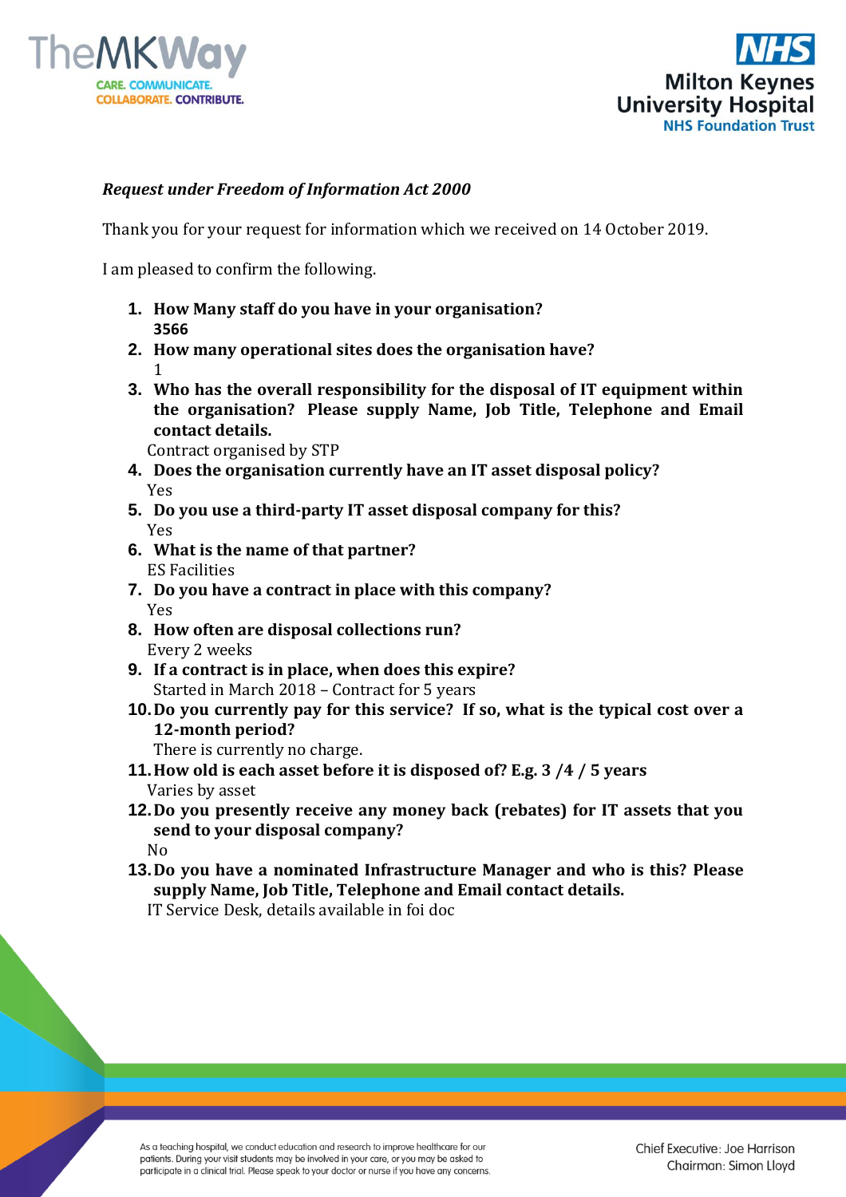*Request under Freedom of Information Act 2000*

Thank you for your request for information which we received on 14 October 2019.

I am pleased to confirm the following.

1. **How Many staff do you have in your organisation?**
   **3566**
2. **How many operational sites does the organisation have?**
   1
3. **Who has the overall responsibility for the disposal of IT equipment within the organisation? Please supply Name, Job Title, Telephone and Email contact details.**
   Contract organised by STP
4. **Does the organisation currently have an IT asset disposal policy?**
   Yes
5. **Do you use a third-party IT asset disposal company for this?**
   Yes
6. **What is the name of that partner?**
   ES Facilities
7. **Do you have a contract in place with this company?**
   Yes
8. **How often are disposal collections run?**
   Every 2 weeks
9. **If a contract is in place, when does this expire?**
   Started in March 2018 – Contract for 5 years
10. **Do you currently pay for this service? If so, what is the typical cost over a 12-month period?**
    There is currently no charge.
11. **How old is each asset before it is disposed of? E.g. 3 /4 / 5 years**
    Varies by asset
12. **Do you presently receive any money back (rebates) for IT assets that you send to your disposal company?**
    No
13. **Do you have a nominated Infrastructure Manager and who is this? Please supply Name, Job Title, Telephone and Email contact details.**
    IT Service Desk, details available in foi doc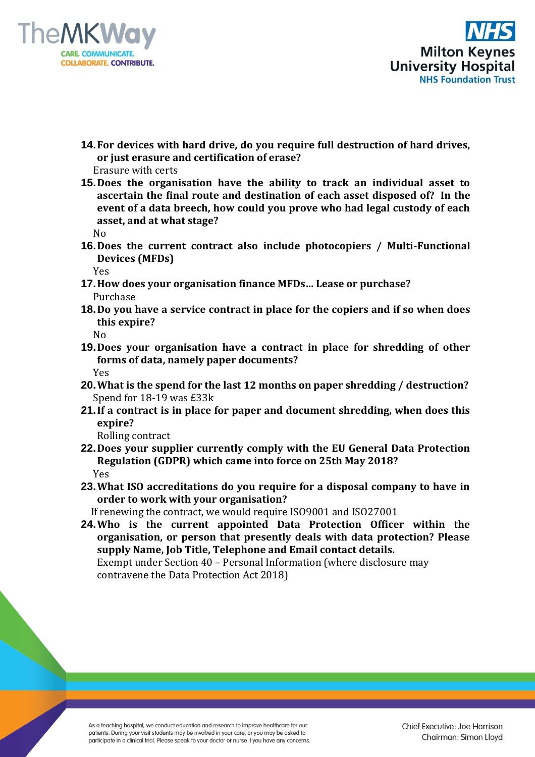14. **For devices with hard drive, do you require full destruction of hard drives, or just erasure and certification of erase?**
    Erasure with certs
15. **Does the organisation have the ability to track an individual asset to ascertain the final route and destination of each asset disposed of? In the event of a data breech, how could you prove who had legal custody of each asset, and at what stage?**
    No
16. **Does the current contract also include photocopiers / Multi-Functional Devices (MFDs)**
    Yes
17. **How does your organisation finance MFDs... Lease or purchase?**
    Purchase
18. **Do you have a service contract in place for the copiers and if so when does this expire?**
    No
19. **Does your organisation have a contract in place for shredding of other forms of data, namely paper documents?**
    Yes
20. **What is the spend for the last 12 months on paper shredding / destruction?**
    Spend for 18-19 was £33k
21. **If a contract is in place for paper and document shredding, when does this expire?**
    Rolling contract
22. **Does your supplier currently comply with the EU General Data Protection Regulation (GDPR) which came into force on 25th May 2018?**
    Yes
23. **What ISO accreditations do you require for a disposal company to have in order to work with your organisation?**
    If renewing the contract, we would require ISO9001 and ISO27001
24. **Who is the current appointed Data Protection Officer within the organisation, or person that presently deals with data protection? Please supply Name, Job Title, Telephone and Email contact details.**
    Exempt under Section 40 – Personal Information (where disclosure may contravene the Data Protection Act 2018)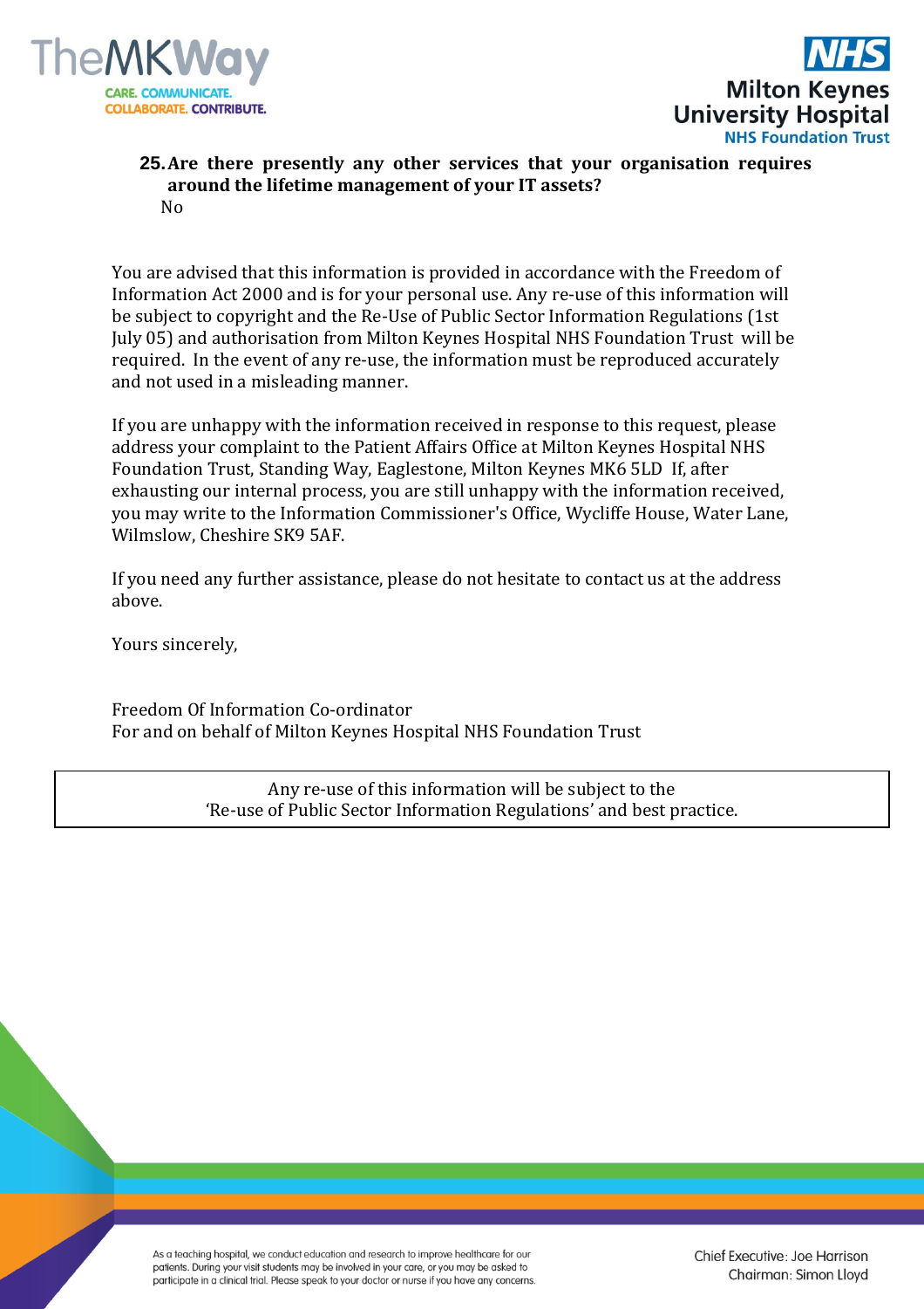**25. Are there presently any other services that your organisation requires around the lifetime management of your IT assets?**

No

You are advised that this information is provided in accordance with the Freedom of Information Act 2000 and is for your personal use. Any re-use of this information will be subject to copyright and the Re-Use of Public Sector Information Regulations (1st July 05) and authorisation from Milton Keynes Hospital NHS Foundation Trust will be required. In the event of any re-use, the information must be reproduced accurately and not used in a misleading manner.

If you are unhappy with the information received in response to this request, please address your complaint to the Patient Affairs Office at Milton Keynes Hospital NHS Foundation Trust, Standing Way, Eaglestone, Milton Keynes MK6 5LD If, after exhausting our internal process, you are still unhappy with the information received, you may write to the Information Commissioner's Office, Wycliffe House, Water Lane, Wilmslow, Cheshire SK9 5AF.

If you need any further assistance, please do not hesitate to contact us at the address above.

Yours sincerely,

Freedom Of Information Co-ordinator
For and on behalf of Milton Keynes Hospital NHS Foundation Trust

| |
|---|
| Any re-use of this information will be subject to the 'Re-use of Public Sector Information Regulations' and best practice. |